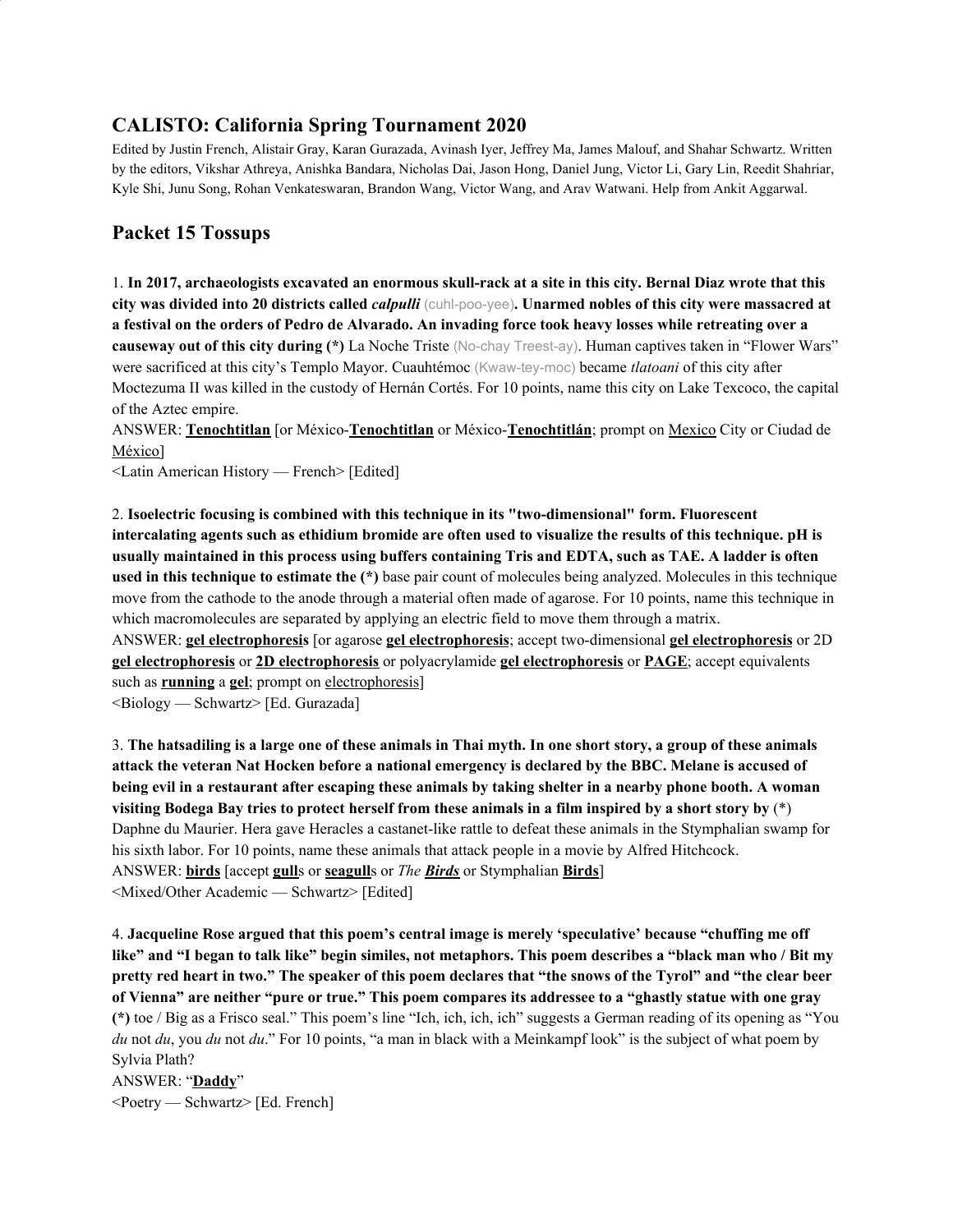## CALISTO: California Spring Tournament 2020

Edited by Justin French, Alistair Gray, Karan Gurazada, Avinash Iyer, Jeffrey Ma, James Malouf, and Shahar Schwartz. Written by the editors, Vikshar Athreya, Anishka Bandara, Nicholas Dai, Jason Hong, Daniel Jung, Victor Li, Gary Lin, Reedit Shahriar, Kyle Shi, Junu Song, Rohan Venkateswaran, Brandon Wang, Victor Wang, and Arav Watwani. Help from Ankit Aggarwal.

## Packet 15 Tossups

1. **In 2017, archaeologists excavated an enormous skull-rack at a site in this city. Bernal Diaz wrote that this city was divided into 20 districts called *calpulli*** (cuhl-poo-yee)**. Unarmed nobles of this city were massacred at a festival on the orders of Pedro de Alvarado. An invading force took heavy losses while retreating over a causeway out of this city during (*)** La Noche Triste (No-chay Treest-ay). Human captives taken in "Flower Wars" were sacrificed at this city's Templo Mayor. Cuauhtémoc (Kwaw-tey-moc) became *tlatoani* of this city after Moctezuma II was killed in the custody of Hernán Cortés. For 10 points, name this city on Lake Texcoco, the capital of the Aztec empire.
ANSWER: **<u>Tenochtitlan</u>** [or México-**<u>Tenochtitlan</u>** or México-**<u>Tenochtitlán</u>**; prompt on <u>Mexico</u> City or Ciudad de <u>México</u>]
<Latin American History — French> [Edited]

2. **Isoelectric focusing is combined with this technique in its "two-dimensional" form. Fluorescent intercalating agents such as ethidium bromide are often used to visualize the results of this technique. pH is usually maintained in this process using buffers containing Tris and EDTA, such as TAE. A ladder is often used in this technique to estimate the (*)** base pair count of molecules being analyzed. Molecules in this technique move from the cathode to the anode through a material often made of agarose. For 10 points, name this technique in which macromolecules are separated by applying an electric field to move them through a matrix.
ANSWER: **<u>gel electrophoresis</u>** [or agarose **<u>gel electrophoresis</u>**; accept two-dimensional **<u>gel electrophoresis</u>** or 2D **<u>gel electrophoresis</u>** or **<u>2D electrophoresis</u>** or polyacrylamide **<u>gel electrophoresis</u>** or **<u>PAGE</u>**; accept equivalents such as **<u>running</u>** a **<u>gel</u>**; prompt on <u>electrophoresis</u>]
<Biology — Schwartz> [Ed. Gurazada]

3. **The hatsadiling is a large one of these animals in Thai myth. In one short story, a group of these animals attack the veteran Nat Hocken before a national emergency is declared by the BBC. Melane is accused of being evil in a restaurant after escaping these animals by taking shelter in a nearby phone booth. A woman visiting Bodega Bay tries to protect herself from these animals in a film inspired by a short story by** (*) Daphne du Maurier. Hera gave Heracles a castanet-like rattle to defeat these animals in the Stymphalian swamp for his sixth labor. For 10 points, name these animals that attack people in a movie by Alfred Hitchcock.
ANSWER: **<u>birds</u>** [accept **<u>gull</u>**s or **<u>seagull</u>**s or *The **<u>Birds</u>*** or Stymphalian **<u>Birds</u>**]
<Mixed/Other Academic — Schwartz> [Edited]

4. **Jacqueline Rose argued that this poem's central image is merely 'speculative' because "chuffing me off like" and "I began to talk like" begin similes, not metaphors. This poem describes a "black man who / Bit my pretty red heart in two." The speaker of this poem declares that "the snows of the Tyrol" and "the clear beer of Vienna" are neither "pure or true." This poem compares its addressee to a "ghastly statue with one gray (*)** toe / Big as a Frisco seal." This poem's line "Ich, ich, ich, ich" suggests a German reading of its opening as "You *du* not *du*, you *du* not *du*." For 10 points, "a man in black with a Meinkampf look" is the subject of what poem by Sylvia Plath?
ANSWER: "**<u>Daddy</u>**"
<Poetry — Schwartz> [Ed. French]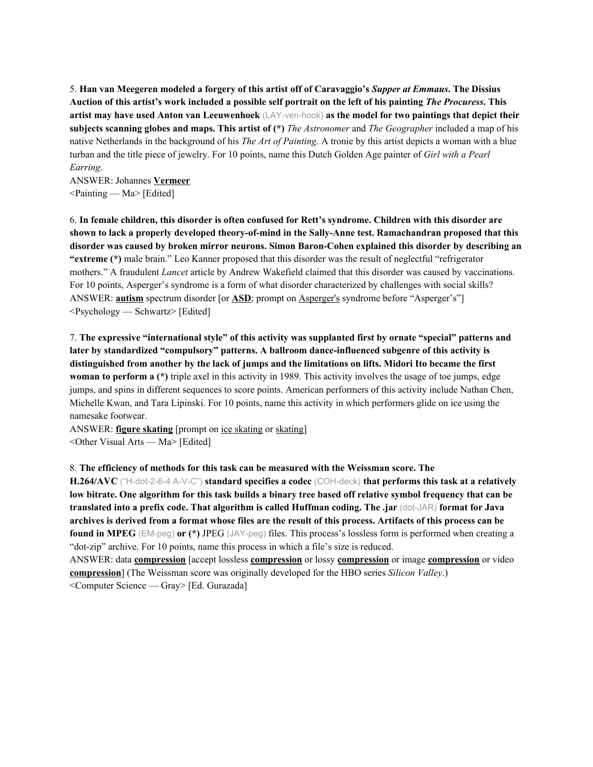5. **Han van Meegeren modeled a forgery of this artist off of Caravaggio's *Supper at Emmaus*. The Dissius Auction of this artist's work included a possible self portrait on the left of his painting *The Procuress*. This artist may have used Anton van Leeuwenhoek** (LAY-ven-hook) **as the model for two paintings that depict their subjects scanning globes and maps. This artist of (*)** *The Astronomer* and *The Geographer* included a map of his native Netherlands in the background of his *The Art of Painting*. A tronie by this artist depicts a woman with a blue turban and the title piece of jewelry. For 10 points, name this Dutch Golden Age painter of *Girl with a Pearl Earring*.
ANSWER: Johannes **<u>Vermeer</u>**
<Painting — Ma> [Edited]

6. **In female children, this disorder is often confused for Rett's syndrome. Children with this disorder are shown to lack a properly developed theory-of-mind in the Sally-Anne test. Ramachandran proposed that this disorder was caused by broken mirror neurons. Simon Baron-Cohen explained this disorder by describing an "extreme (*)** male brain." Leo Kanner proposed that this disorder was the result of neglectful "refrigerator mothers." A fraudulent *Lancet* article by Andrew Wakefield claimed that this disorder was caused by vaccinations. For 10 points, Asperger's syndrome is a form of what disorder characterized by challenges with social skills?
ANSWER: **<u>autism</u>** spectrum disorder [or **<u>ASD</u>**; prompt on <u>Asperger's</u> syndrome before "Asperger's"]
<Psychology — Schwartz> [Edited]

7. **The expressive "international style" of this activity was supplanted first by ornate "special" patterns and later by standardized "compulsory" patterns. A ballroom dance-influenced subgenre of this activity is distinguished from another by the lack of jumps and the limitations on lifts. Midori Ito became the first woman to perform a (*)** triple axel in this activity in 1989. This activity involves the usage of toe jumps, edge jumps, and spins in different sequences to score points. American performers of this activity include Nathan Chen, Michelle Kwan, and Tara Lipinski. For 10 points, name this activity in which performers glide on ice using the namesake footwear.
ANSWER: **<u>figure skating</u>** [prompt on <u>ice skating</u> or <u>skating</u>]
<Other Visual Arts — Ma> [Edited]

8. **The efficiency of methods for this task can be measured with the Weissman score. The H.264/AVC** ("H-dot-2-6-4 A-V-C") **standard specifies a codec** (COH-deck) **that performs this task at a relatively low bitrate. One algorithm for this task builds a binary tree based off relative symbol frequency that can be translated into a prefix code. That algorithm is called Huffman coding. The .jar** (dot-JAR) **format for Java archives is derived from a format whose files are the result of this process. Artifacts of this process can be found in MPEG** (EM-peg) **or (*)** JPEG (JAY-peg) files. This process's lossless form is performed when creating a "dot-zip" archive. For 10 points, name this process in which a file's size is reduced.
ANSWER: data **<u>compression</u>** [accept lossless **<u>compression</u>** or lossy **<u>compression</u>** or image **<u>compression</u>** or video **<u>compression</u>**] (The Weissman score was originally developed for the HBO series *Silicon Valley*.)
<Computer Science — Gray> [Ed. Gurazada]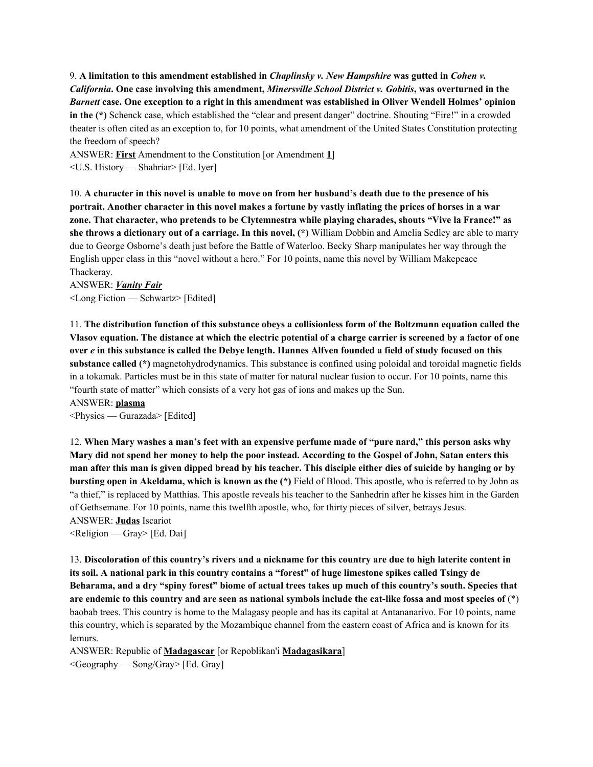9. **A limitation to this amendment established in *Chaplinsky v. New Hampshire* was gutted in *Cohen v. California*. One case involving this amendment, *Minersville School District v. Gobitis*, was overturned in the *Barnett* case. One exception to a right in this amendment was established in Oliver Wendell Holmes' opinion in the (*)** Schenck case, which established the "clear and present danger" doctrine. Shouting "Fire!" in a crowded theater is often cited as an exception to, for 10 points, what amendment of the United States Constitution protecting the freedom of speech?

ANSWER: **First** Amendment to the Constitution [or Amendment **1**]

<U.S. History — Shahriar> [Ed. Iyer]

10. **A character in this novel is unable to move on from her husband's death due to the presence of his portrait. Another character in this novel makes a fortune by vastly inflating the prices of horses in a war zone. That character, who pretends to be Clytemnestra while playing charades, shouts "Vive la France!" as she throws a dictionary out of a carriage. In this novel, (*)** William Dobbin and Amelia Sedley are able to marry due to George Osborne's death just before the Battle of Waterloo. Becky Sharp manipulates her way through the English upper class in this "novel without a hero." For 10 points, name this novel by William Makepeace Thackeray.

ANSWER: ***Vanity Fair***

<Long Fiction — Schwartz> [Edited]

11. **The distribution function of this substance obeys a collisionless form of the Boltzmann equation called the Vlasov equation. The distance at which the electric potential of a charge carrier is screened by a factor of one over *e* in this substance is called the Debye length. Hannes Alfven founded a field of study focused on this substance called (*)** magnetohydrodynamics. This substance is confined using poloidal and toroidal magnetic fields in a tokamak. Particles must be in this state of matter for natural nuclear fusion to occur. For 10 points, name this "fourth state of matter" which consists of a very hot gas of ions and makes up the Sun.

ANSWER: **plasma**

<Physics — Gurazada> [Edited]

12. **When Mary washes a man's feet with an expensive perfume made of "pure nard," this person asks why Mary did not spend her money to help the poor instead. According to the Gospel of John, Satan enters this man after this man is given dipped bread by his teacher. This disciple either dies of suicide by hanging or by bursting open in Akeldama, which is known as the (*)** Field of Blood. This apostle, who is referred to by John as "a thief," is replaced by Matthias. This apostle reveals his teacher to the Sanhedrin after he kisses him in the Garden of Gethsemane. For 10 points, name this twelfth apostle, who, for thirty pieces of silver, betrays Jesus.

ANSWER: **Judas** Iscariot

<Religion — Gray> [Ed. Dai]

13. **Discoloration of this country's rivers and a nickname for this country are due to high laterite content in its soil. A national park in this country contains a "forest" of huge limestone spikes called Tsingy de Beharama, and a dry "spiny forest" biome of actual trees takes up much of this country's south. Species that are endemic to this country and are seen as national symbols include the cat-like fossa and most species of** (*) baobab trees. This country is home to the Malagasy people and has its capital at Antananarivo. For 10 points, name this country, which is separated by the Mozambique channel from the eastern coast of Africa and is known for its lemurs.

ANSWER: Republic of **Madagascar** [or Repoblikan'i **Madagasikara**]

<Geography — Song/Gray> [Ed. Gray]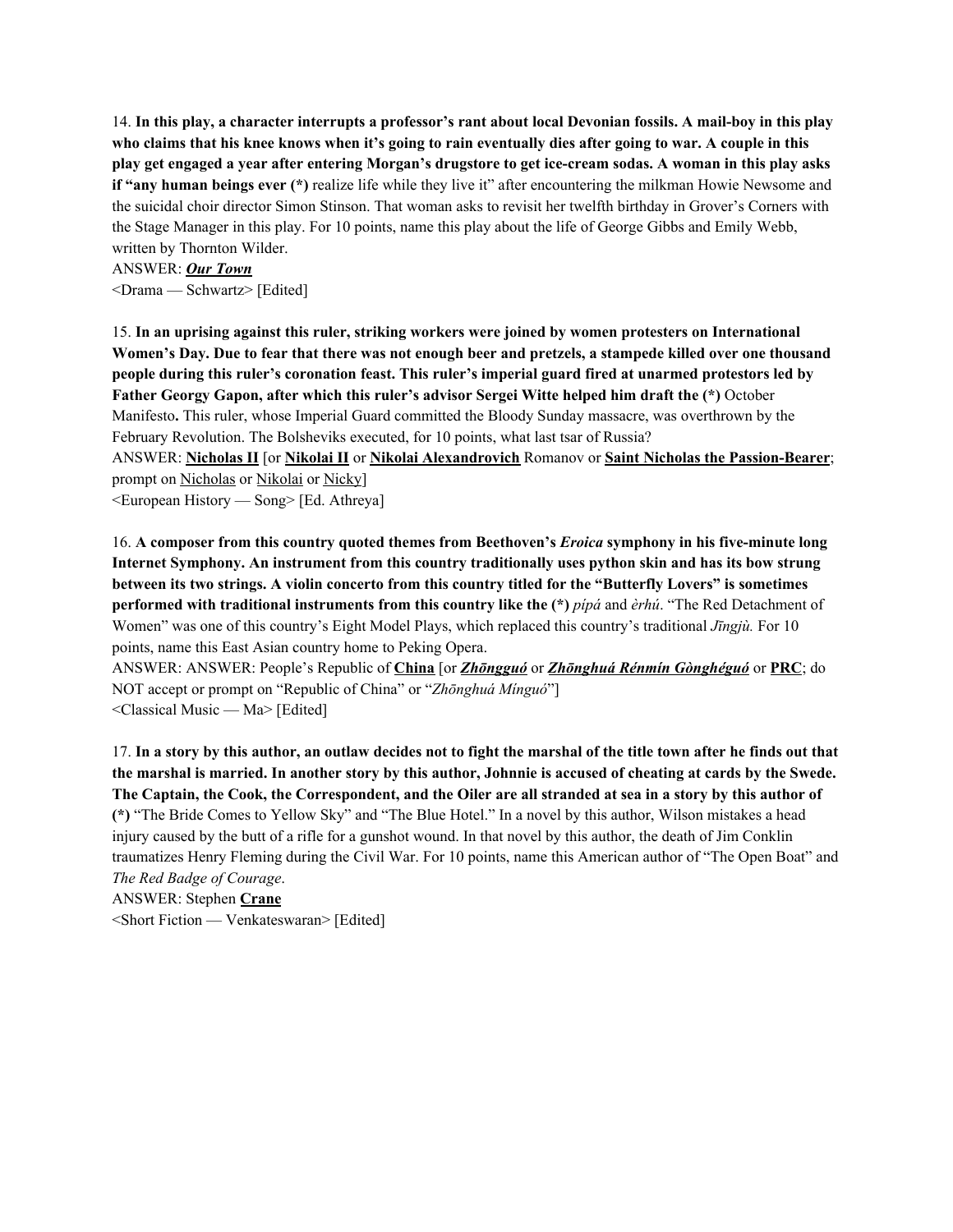14. **In this play, a character interrupts a professor's rant about local Devonian fossils. A mail-boy in this play who claims that his knee knows when it's going to rain eventually dies after going to war. A couple in this play get engaged a year after entering Morgan's drugstore to get ice-cream sodas. A woman in this play asks if "any human beings ever (*)** realize life while they live it" after encountering the milkman Howie Newsome and the suicidal choir director Simon Stinson. That woman asks to revisit her twelfth birthday in Grover's Corners with the Stage Manager in this play. For 10 points, name this play about the life of George Gibbs and Emily Webb, written by Thornton Wilder.

ANSWER: ***Our Town***

<Drama — Schwartz> [Edited]

15. **In an uprising against this ruler, striking workers were joined by women protesters on International Women's Day. Due to fear that there was not enough beer and pretzels, a stampede killed over one thousand people during this ruler's coronation feast. This ruler's imperial guard fired at unarmed protestors led by Father Georgy Gapon, after which this ruler's advisor Sergei Witte helped him draft the (*)** October Manifesto**.** This ruler, whose Imperial Guard committed the Bloody Sunday massacre, was overthrown by the February Revolution. The Bolsheviks executed, for 10 points, what last tsar of Russia?

ANSWER: **Nicholas II** [or **Nikolai II** or **Nikolai Alexandrovich** Romanov or **Saint Nicholas the Passion-Bearer**; prompt on Nicholas or Nikolai or Nicky]

<European History — Song> [Ed. Athreya]

16. **A composer from this country quoted themes from Beethoven's *Eroica* symphony in his five-minute long Internet Symphony. An instrument from this country traditionally uses python skin and has its bow strung between its two strings. A violin concerto from this country titled for the "Butterfly Lovers" is sometimes performed with traditional instruments from this country like the (*)** *pípá* and *èrhú*. "The Red Detachment of Women" was one of this country's Eight Model Plays, which replaced this country's traditional *Jīngjù.* For 10 points, name this East Asian country home to Peking Opera.

ANSWER: ANSWER: People's Republic of **China** [or ***Zhōngguó*** or ***Zhōnghuá Rénmín Gònghéguó*** or **PRC**; do NOT accept or prompt on "Republic of China" or "*Zhōnghuá Mínguó*"]

<Classical Music — Ma> [Edited]

17. **In a story by this author, an outlaw decides not to fight the marshal of the title town after he finds out that the marshal is married. In another story by this author, Johnnie is accused of cheating at cards by the Swede. The Captain, the Cook, the Correspondent, and the Oiler are all stranded at sea in a story by this author of (*)** "The Bride Comes to Yellow Sky" and "The Blue Hotel." In a novel by this author, Wilson mistakes a head injury caused by the butt of a rifle for a gunshot wound. In that novel by this author, the death of Jim Conklin traumatizes Henry Fleming during the Civil War. For 10 points, name this American author of "The Open Boat" and *The Red Badge of Courage*.

ANSWER: Stephen **Crane**

<Short Fiction — Venkateswaran> [Edited]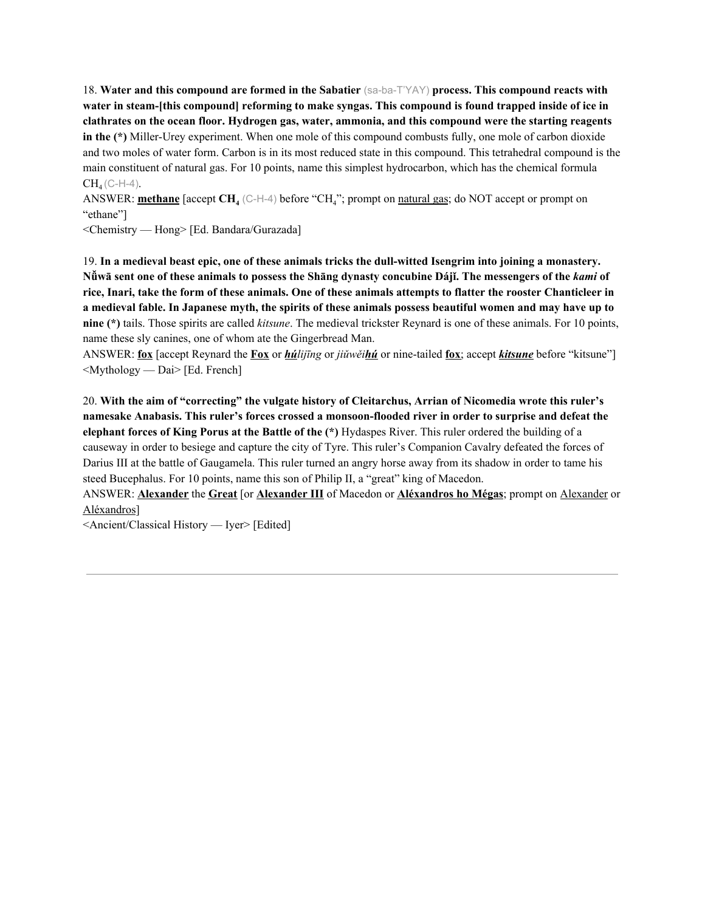18. **Water and this compound are formed in the Sabatier** (sa-ba-T'YAY) **process. This compound reacts with water in steam-[this compound] reforming to make syngas. This compound is found trapped inside of ice in clathrates on the ocean floor. Hydrogen gas, water, ammonia, and this compound were the starting reagents in the (*)** Miller-Urey experiment. When one mole of this compound combusts fully, one mole of carbon dioxide and two moles of water form. Carbon is in its most reduced state in this compound. This tetrahedral compound is the main constituent of natural gas. For 10 points, name this simplest hydrocarbon, which has the chemical formula $CH_4$ (C-H-4).

ANSWER: **<u>methane</u>** [accept **$CH_4$** (C-H-4) before "$CH_4$"; prompt on <u>natural gas</u>; do NOT accept or prompt on "ethane"]

<Chemistry — Hong> [Ed. Bandara/Gurazada]

19. **In a medieval beast epic, one of these animals tricks the dull-witted Isengrim into joining a monastery. Nǚwā sent one of these animals to possess the Shāng dynasty concubine Dájǐ. The messengers of the *kami* of rice, Inari, take the form of these animals. One of these animals attempts to flatter the rooster Chanticleer in a medieval fable. In Japanese myth, the spirits of these animals possess beautiful women and may have up to nine (*)** tails. Those spirits are called *kitsune*. The medieval trickster Reynard is one of these animals. For 10 points, name these sly canines, one of whom ate the Gingerbread Man.

ANSWER: **<u>fox</u>** [accept Reynard the **<u>Fox</u>** or ***<u>hú</u>****lijīng* or *jiǔwěi****<u>hú</u>*** or nine-tailed **<u>fox</u>**; accept ***<u>kitsune</u>*** before "kitsune"]

<Mythology — Dai> [Ed. French]

20. **With the aim of "correcting" the vulgate history of Cleitarchus, Arrian of Nicomedia wrote this ruler's namesake Anabasis. This ruler's forces crossed a monsoon-flooded river in order to surprise and defeat the elephant forces of King Porus at the Battle of the (*)** Hydaspes River. This ruler ordered the building of a causeway in order to besiege and capture the city of Tyre. This ruler's Companion Cavalry defeated the forces of Darius III at the battle of Gaugamela. This ruler turned an angry horse away from its shadow in order to tame his steed Bucephalus. For 10 points, name this son of Philip II, a "great" king of Macedon.

ANSWER: **<u>Alexander</u>** the **<u>Great</u>** [or **<u>Alexander III</u>** of Macedon or **<u>Aléxandros ho Mégas</u>**; prompt on <u>Alexander</u> or <u>Aléxandros</u>]

<Ancient/Classical History — Iyer> [Edited]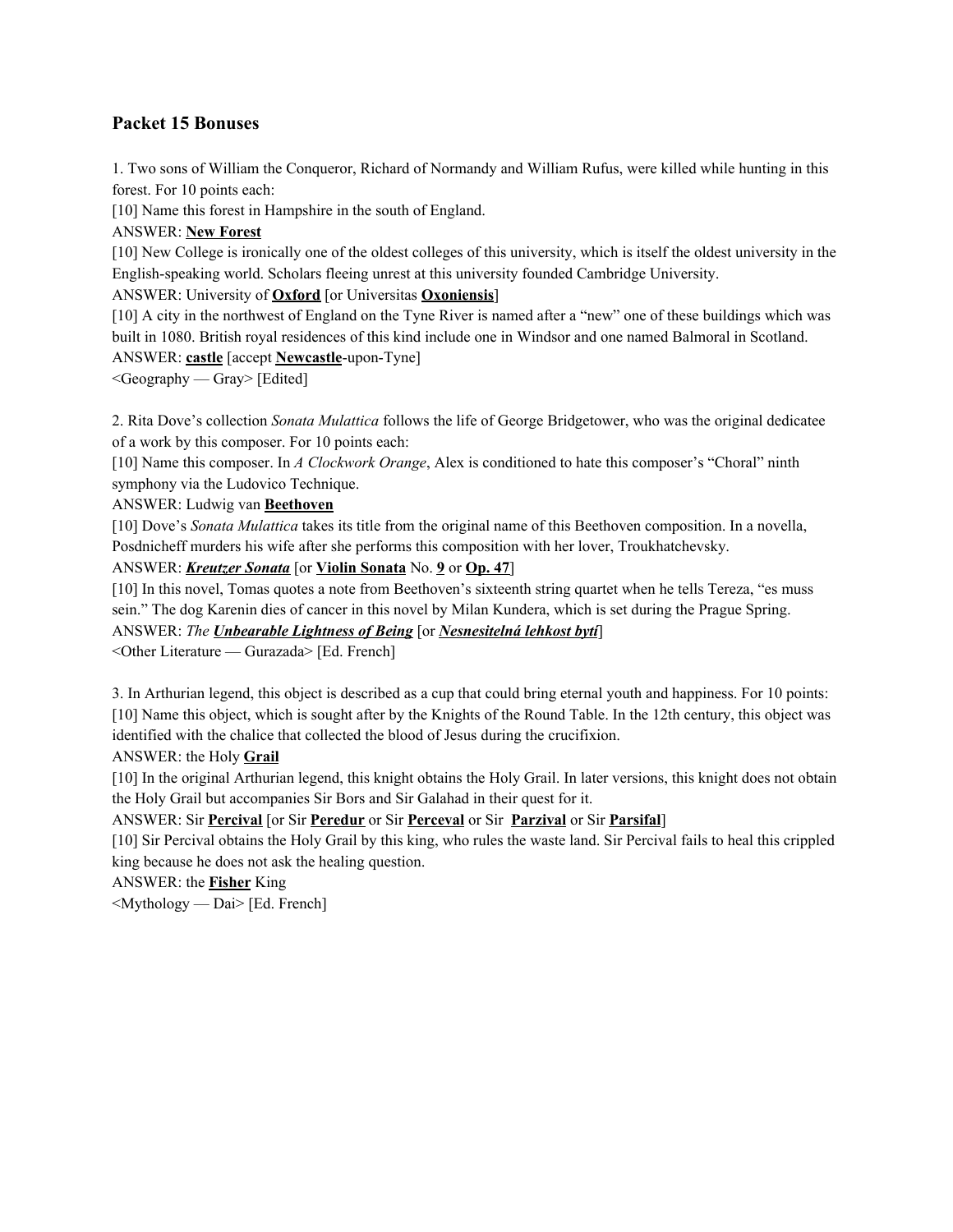## Packet 15 Bonuses

1. Two sons of William the Conqueror, Richard of Normandy and William Rufus, were killed while hunting in this forest. For 10 points each:

[10] Name this forest in Hampshire in the south of England.

ANSWER: **New Forest**

[10] New College is ironically one of the oldest colleges of this university, which is itself the oldest university in the English-speaking world. Scholars fleeing unrest at this university founded Cambridge University.

ANSWER: University of **Oxford** [or Universitas **Oxoniensis**]

[10] A city in the northwest of England on the Tyne River is named after a "new" one of these buildings which was built in 1080. British royal residences of this kind include one in Windsor and one named Balmoral in Scotland.

ANSWER: **castle** [accept **Newcastle**-upon-Tyne]

<Geography — Gray> [Edited]

2. Rita Dove's collection *Sonata Mulattica* follows the life of George Bridgetower, who was the original dedicatee of a work by this composer. For 10 points each:

[10] Name this composer. In *A Clockwork Orange*, Alex is conditioned to hate this composer's "Choral" ninth symphony via the Ludovico Technique.

ANSWER: Ludwig van **Beethoven**

[10] Dove's *Sonata Mulattica* takes its title from the original name of this Beethoven composition. In a novella, Posdnicheff murders his wife after she performs this composition with her lover, Troukhatchevsky.

ANSWER: ***Kreutzer Sonata*** [or **Violin Sonata** No. **9** or **Op. 47**]

[10] In this novel, Tomas quotes a note from Beethoven's sixteenth string quartet when he tells Tereza, "es muss sein." The dog Karenin dies of cancer in this novel by Milan Kundera, which is set during the Prague Spring.

ANSWER: *The* ***Unbearable Lightness of Being*** [or ***Nesnesitelná lehkost bytí***]

<Other Literature — Gurazada> [Ed. French]

3. In Arthurian legend, this object is described as a cup that could bring eternal youth and happiness. For 10 points:

[10] Name this object, which is sought after by the Knights of the Round Table. In the 12th century, this object was identified with the chalice that collected the blood of Jesus during the crucifixion.

ANSWER: the Holy **Grail**

[10] In the original Arthurian legend, this knight obtains the Holy Grail. In later versions, this knight does not obtain the Holy Grail but accompanies Sir Bors and Sir Galahad in their quest for it.

ANSWER: Sir **Percival** [or Sir **Peredur** or Sir **Perceval** or Sir **Parzival** or Sir **Parsifal**]

[10] Sir Percival obtains the Holy Grail by this king, who rules the waste land. Sir Percival fails to heal this crippled king because he does not ask the healing question.

ANSWER: the **Fisher** King

<Mythology — Dai> [Ed. French]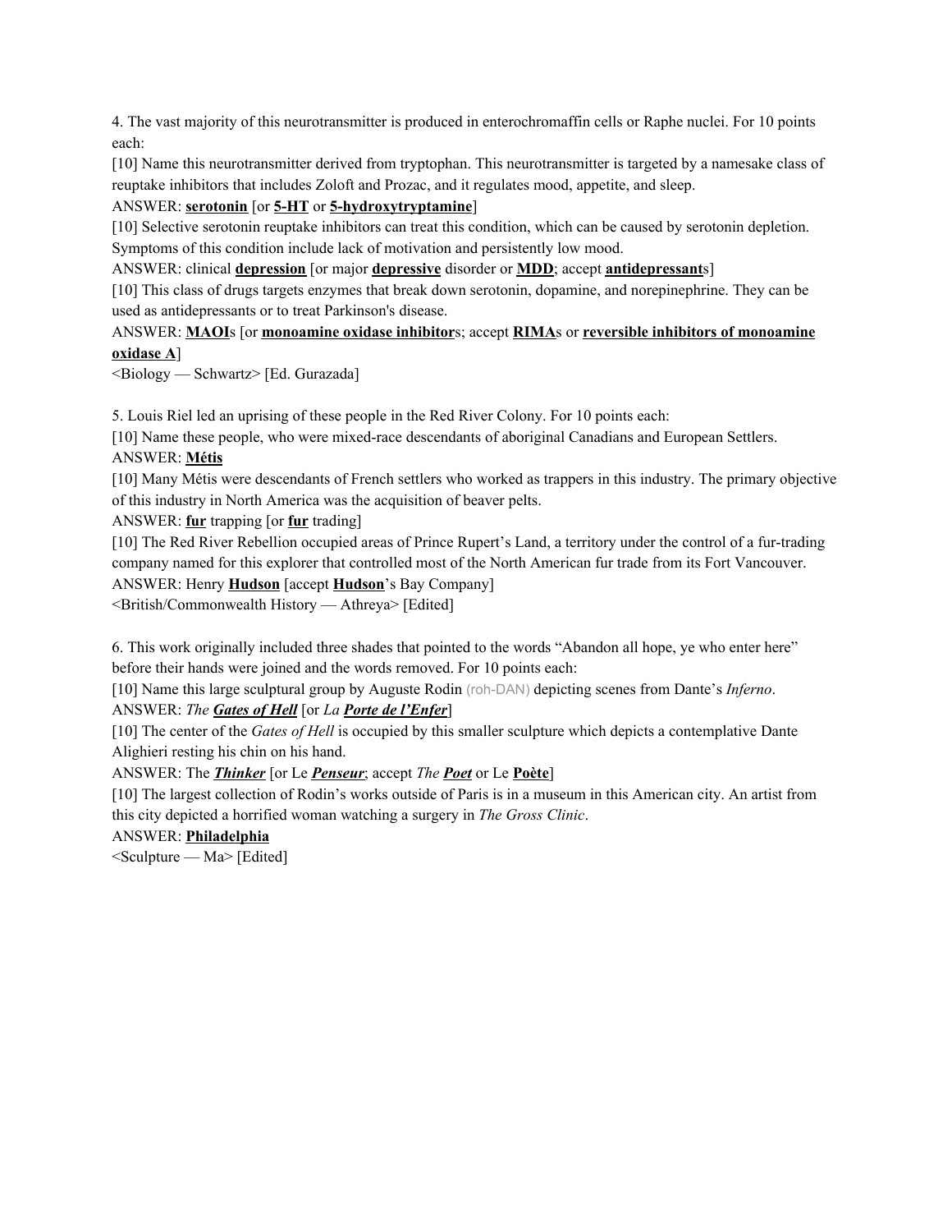4. The vast majority of this neurotransmitter is produced in enterochromaffin cells or Raphe nuclei. For 10 points each:

[10] Name this neurotransmitter derived from tryptophan. This neurotransmitter is targeted by a namesake class of reuptake inhibitors that includes Zoloft and Prozac, and it regulates mood, appetite, and sleep.

ANSWER: **serotonin** [or **5-HT** or **5-hydroxytryptamine**]

[10] Selective serotonin reuptake inhibitors can treat this condition, which can be caused by serotonin depletion. Symptoms of this condition include lack of motivation and persistently low mood.

ANSWER: clinical **depression** [or major **depressive** disorder or **MDD**; accept **antidepressant**s]

[10] This class of drugs targets enzymes that break down serotonin, dopamine, and norepinephrine. They can be used as antidepressants or to treat Parkinson's disease.

ANSWER: **MAOI**s [or **monoamine oxidase inhibitor**s; accept **RIMA**s or **reversible inhibitors of monoamine oxidase A**]

<Biology — Schwartz> [Ed. Gurazada]

5. Louis Riel led an uprising of these people in the Red River Colony. For 10 points each:

[10] Name these people, who were mixed-race descendants of aboriginal Canadians and European Settlers.

ANSWER: **Métis**

[10] Many Métis were descendants of French settlers who worked as trappers in this industry. The primary objective of this industry in North America was the acquisition of beaver pelts.

ANSWER: **fur** trapping [or **fur** trading]

[10] The Red River Rebellion occupied areas of Prince Rupert's Land, a territory under the control of a fur-trading company named for this explorer that controlled most of the North American fur trade from its Fort Vancouver.

ANSWER: Henry **Hudson** [accept **Hudson**'s Bay Company]

<British/Commonwealth History — Athreya> [Edited]

6. This work originally included three shades that pointed to the words "Abandon all hope, ye who enter here" before their hands were joined and the words removed. For 10 points each:

[10] Name this large sculptural group by Auguste Rodin (roh-DAN) depicting scenes from Dante's *Inferno*.

ANSWER: *The* ***Gates of Hell*** [or *La* ***Porte de l'Enfer***]

[10] The center of the *Gates of Hell* is occupied by this smaller sculpture which depicts a contemplative Dante Alighieri resting his chin on his hand.

ANSWER: The ***Thinker*** [or Le ***Penseur***; accept *The* ***Poet*** or Le **Poète**]

[10] The largest collection of Rodin's works outside of Paris is in a museum in this American city. An artist from this city depicted a horrified woman watching a surgery in *The Gross Clinic*.

ANSWER: **Philadelphia**

<Sculpture — Ma> [Edited]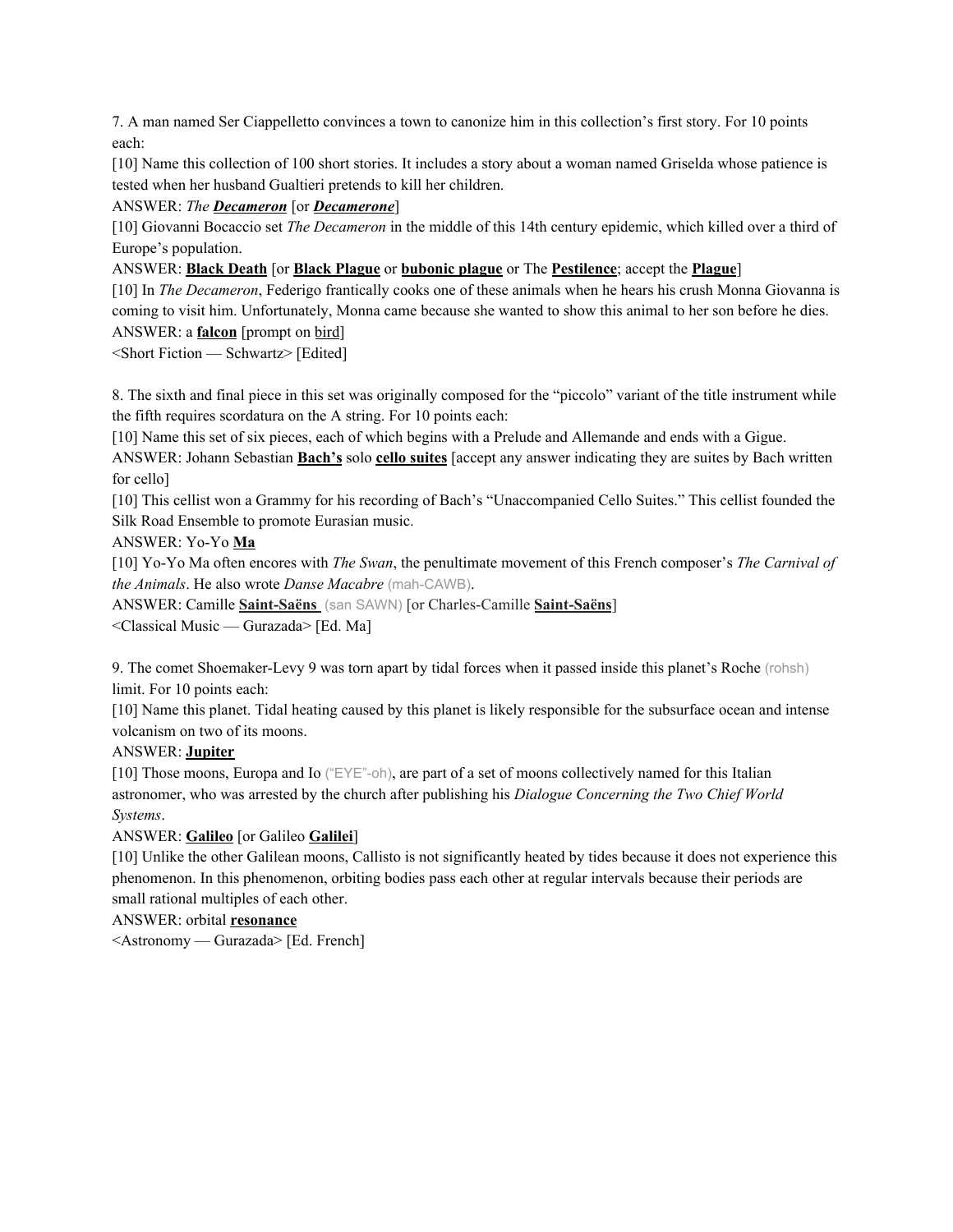7. A man named Ser Ciappelletto convinces a town to canonize him in this collection's first story. For 10 points each:

[10] Name this collection of 100 short stories. It includes a story about a woman named Griselda whose patience is tested when her husband Gualtieri pretends to kill her children.

ANSWER: *The* ***Decameron*** [or ***Decamerone***]

[10] Giovanni Bocaccio set *The Decameron* in the middle of this 14th century epidemic, which killed over a third of Europe's population.

ANSWER: **Black Death** [or **Black Plague** or **bubonic plague** or The **Pestilence**; accept the **Plague**]

[10] In *The Decameron*, Federigo frantically cooks one of these animals when he hears his crush Monna Giovanna is coming to visit him. Unfortunately, Monna came because she wanted to show this animal to her son before he dies.

ANSWER: a **falcon** [prompt on bird]

<Short Fiction — Schwartz> [Edited]

8. The sixth and final piece in this set was originally composed for the "piccolo" variant of the title instrument while the fifth requires scordatura on the A string. For 10 points each:

[10] Name this set of six pieces, each of which begins with a Prelude and Allemande and ends with a Gigue.

ANSWER: Johann Sebastian **Bach's** solo **cello suites** [accept any answer indicating they are suites by Bach written for cello]

[10] This cellist won a Grammy for his recording of Bach's "Unaccompanied Cello Suites." This cellist founded the Silk Road Ensemble to promote Eurasian music.

ANSWER: Yo-Yo **Ma**

[10] Yo-Yo Ma often encores with *The Swan*, the penultimate movement of this French composer's *The Carnival of the Animals*. He also wrote *Danse Macabre* (mah-CAWB).

ANSWER: Camille **Saint-Saëns** (san SAWN) [or Charles-Camille **Saint-Saëns**]

<Classical Music — Gurazada> [Ed. Ma]

9. The comet Shoemaker-Levy 9 was torn apart by tidal forces when it passed inside this planet's Roche (rohsh) limit. For 10 points each:

[10] Name this planet. Tidal heating caused by this planet is likely responsible for the subsurface ocean and intense volcanism on two of its moons.

ANSWER: **Jupiter**

[10] Those moons, Europa and Io ("EYE"-oh), are part of a set of moons collectively named for this Italian astronomer, who was arrested by the church after publishing his *Dialogue Concerning the Two Chief World Systems*.

ANSWER: **Galileo** [or Galileo **Galilei**]

[10] Unlike the other Galilean moons, Callisto is not significantly heated by tides because it does not experience this phenomenon. In this phenomenon, orbiting bodies pass each other at regular intervals because their periods are small rational multiples of each other.

ANSWER: orbital **resonance**

<Astronomy — Gurazada> [Ed. French]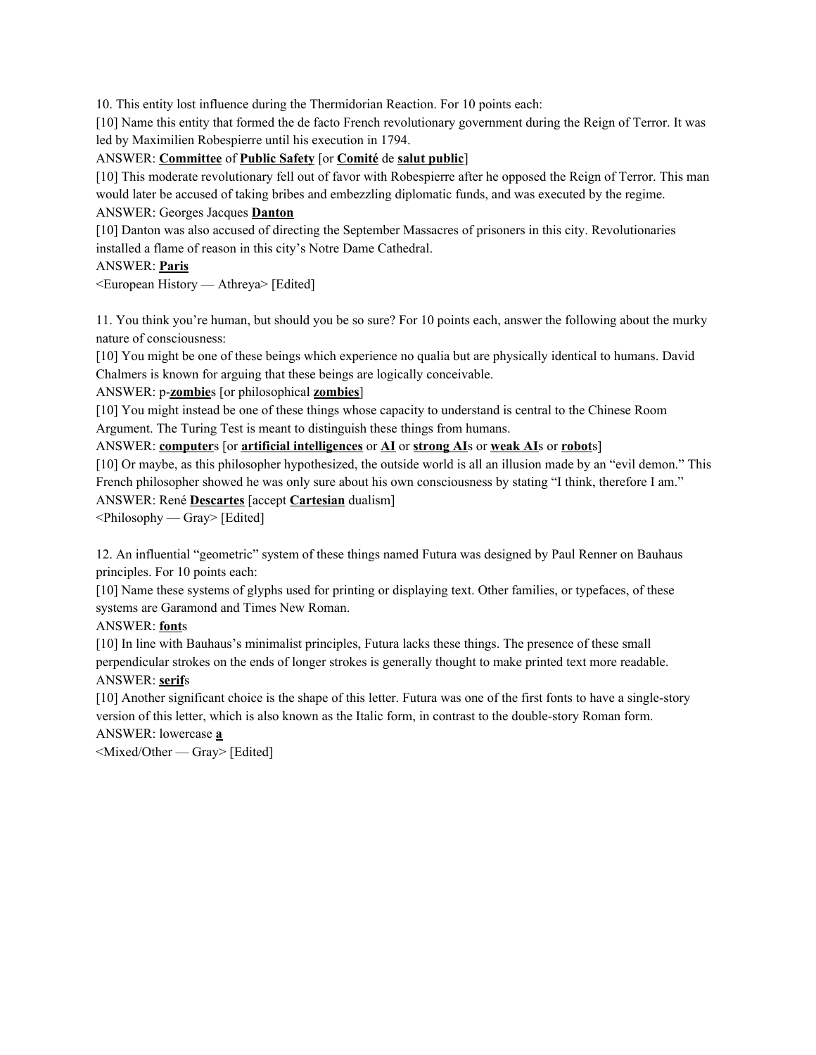10. This entity lost influence during the Thermidorian Reaction. For 10 points each:

[10] Name this entity that formed the de facto French revolutionary government during the Reign of Terror. It was led by Maximilien Robespierre until his execution in 1794.

ANSWER: **<u>Committee</u>** of **<u>Public Safety</u>** [or **<u>Comité</u>** de **<u>salut public</u>**]

[10] This moderate revolutionary fell out of favor with Robespierre after he opposed the Reign of Terror. This man would later be accused of taking bribes and embezzling diplomatic funds, and was executed by the regime.

ANSWER: Georges Jacques **<u>Danton</u>**

[10] Danton was also accused of directing the September Massacres of prisoners in this city. Revolutionaries installed a flame of reason in this city's Notre Dame Cathedral.

ANSWER: **<u>Paris</u>**

<European History — Athreya> [Edited]

11. You think you're human, but should you be so sure? For 10 points each, answer the following about the murky nature of consciousness:

[10] You might be one of these beings which experience no qualia but are physically identical to humans. David Chalmers is known for arguing that these beings are logically conceivable.

ANSWER: p-**<u>zombie</u>**s [or philosophical **<u>zombies</u>**]

[10] You might instead be one of these things whose capacity to understand is central to the Chinese Room Argument. The Turing Test is meant to distinguish these things from humans.

ANSWER: **<u>computer</u>**s [or **<u>artificial intelligences</u>** or **<u>AI</u>** or **<u>strong AI</u>**s or **<u>weak AI</u>**s or **<u>robot</u>**s]

[10] Or maybe, as this philosopher hypothesized, the outside world is all an illusion made by an "evil demon." This French philosopher showed he was only sure about his own consciousness by stating "I think, therefore I am."

ANSWER: René **<u>Descartes</u>** [accept **<u>Cartesian</u>** dualism]

<Philosophy — Gray> [Edited]

12. An influential "geometric" system of these things named Futura was designed by Paul Renner on Bauhaus principles. For 10 points each:

[10] Name these systems of glyphs used for printing or displaying text. Other families, or typefaces, of these systems are Garamond and Times New Roman.

ANSWER: **<u>font</u>**s

[10] In line with Bauhaus's minimalist principles, Futura lacks these things. The presence of these small perpendicular strokes on the ends of longer strokes is generally thought to make printed text more readable.

ANSWER: **<u>serif</u>**s

[10] Another significant choice is the shape of this letter. Futura was one of the first fonts to have a single-story version of this letter, which is also known as the Italic form, in contrast to the double-story Roman form.

ANSWER: lowercase **<u>a</u>**

<Mixed/Other — Gray> [Edited]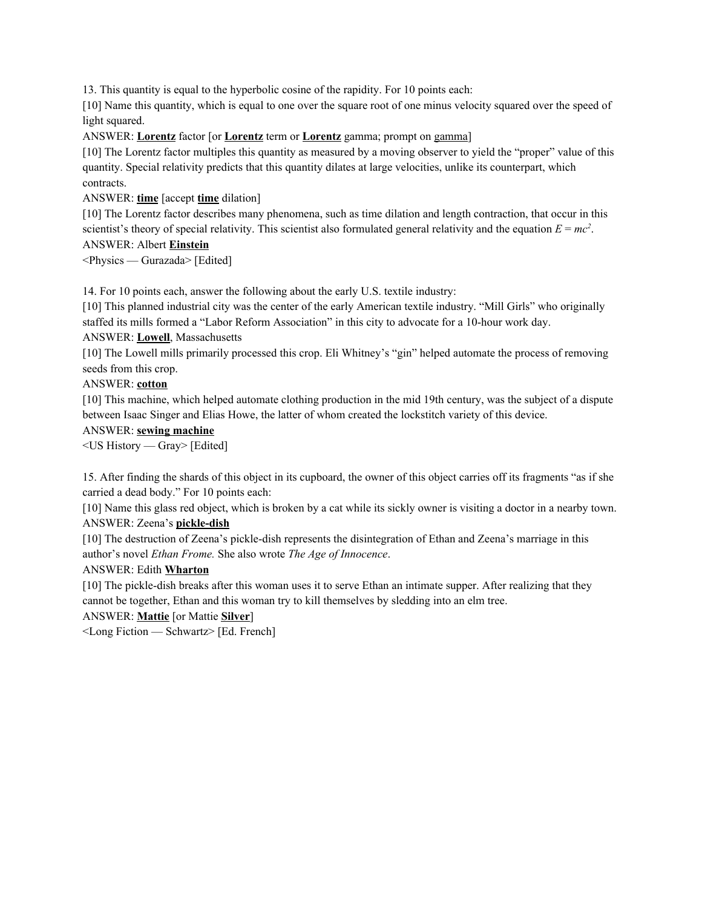13. This quantity is equal to the hyperbolic cosine of the rapidity. For 10 points each:

[10] Name this quantity, which is equal to one over the square root of one minus velocity squared over the speed of light squared.

ANSWER: **Lorentz** factor [or **Lorentz** term or **Lorentz** gamma; prompt on gamma]

[10] The Lorentz factor multiples this quantity as measured by a moving observer to yield the "proper" value of this quantity. Special relativity predicts that this quantity dilates at large velocities, unlike its counterpart, which contracts.

ANSWER: **time** [accept **time** dilation]

[10] The Lorentz factor describes many phenomena, such as time dilation and length contraction, that occur in this scientist's theory of special relativity. This scientist also formulated general relativity and the equation $E = mc^2$.

ANSWER: Albert **Einstein**

<Physics — Gurazada> [Edited]

14. For 10 points each, answer the following about the early U.S. textile industry:

[10] This planned industrial city was the center of the early American textile industry. "Mill Girls" who originally staffed its mills formed a "Labor Reform Association" in this city to advocate for a 10-hour work day.

ANSWER: **Lowell**, Massachusetts

[10] The Lowell mills primarily processed this crop. Eli Whitney's "gin" helped automate the process of removing seeds from this crop.

ANSWER: **cotton**

[10] This machine, which helped automate clothing production in the mid 19th century, was the subject of a dispute between Isaac Singer and Elias Howe, the latter of whom created the lockstitch variety of this device.

ANSWER: **sewing machine**

<US History — Gray> [Edited]

15. After finding the shards of this object in its cupboard, the owner of this object carries off its fragments "as if she carried a dead body." For 10 points each:

[10] Name this glass red object, which is broken by a cat while its sickly owner is visiting a doctor in a nearby town.

ANSWER: Zeena's **pickle-dish**

[10] The destruction of Zeena's pickle-dish represents the disintegration of Ethan and Zeena's marriage in this author's novel *Ethan Frome.* She also wrote *The Age of Innocence*.

ANSWER: Edith **Wharton**

[10] The pickle-dish breaks after this woman uses it to serve Ethan an intimate supper. After realizing that they cannot be together, Ethan and this woman try to kill themselves by sledding into an elm tree.

ANSWER: **Mattie** [or Mattie **Silver**]

<Long Fiction — Schwartz> [Ed. French]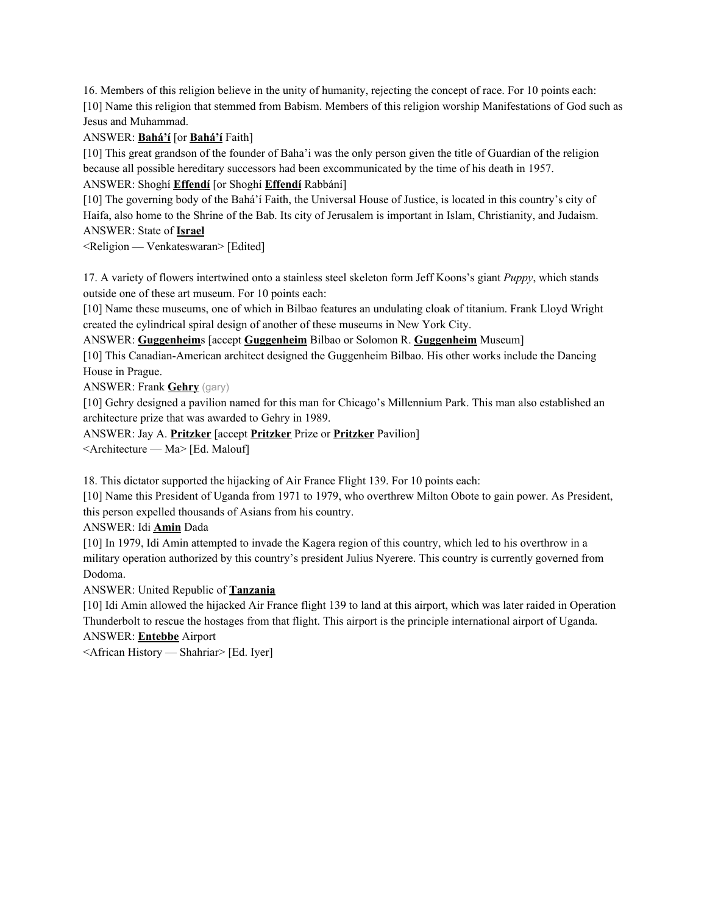16. Members of this religion believe in the unity of humanity, rejecting the concept of race. For 10 points each:
[10] Name this religion that stemmed from Babism. Members of this religion worship Manifestations of God such as Jesus and Muhammad.
ANSWER: **<u>Bahá'í</u>** [or **<u>Bahá'í</u>** Faith]
[10] This great grandson of the founder of Baha'i was the only person given the title of Guardian of the religion because all possible hereditary successors had been excommunicated by the time of his death in 1957.
ANSWER: Shoghí **<u>Effendí</u>** [or Shoghí **<u>Effendí</u>** Rabbání]
[10] The governing body of the Bahá'í Faith, the Universal House of Justice, is located in this country's city of Haifa, also home to the Shrine of the Bab. Its city of Jerusalem is important in Islam, Christianity, and Judaism.
ANSWER: State of **<u>Israel</u>**
<Religion — Venkateswaran> [Edited]

17. A variety of flowers intertwined onto a stainless steel skeleton form Jeff Koons's giant *Puppy*, which stands outside one of these art museum. For 10 points each:
[10] Name these museums, one of which in Bilbao features an undulating cloak of titanium. Frank Lloyd Wright created the cylindrical spiral design of another of these museums in New York City.
ANSWER: **<u>Guggenheim</u>**s [accept **<u>Guggenheim</u>** Bilbao or Solomon R. **<u>Guggenheim</u>** Museum]
[10] This Canadian-American architect designed the Guggenheim Bilbao. His other works include the Dancing House in Prague.
ANSWER: Frank **<u>Gehry</u>** (gary)
[10] Gehry designed a pavilion named for this man for Chicago's Millennium Park. This man also established an architecture prize that was awarded to Gehry in 1989.
ANSWER: Jay A. **<u>Pritzker</u>** [accept **<u>Pritzker</u>** Prize or **<u>Pritzker</u>** Pavilion]
<Architecture — Ma> [Ed. Malouf]

18. This dictator supported the hijacking of Air France Flight 139. For 10 points each:
[10] Name this President of Uganda from 1971 to 1979, who overthrew Milton Obote to gain power. As President, this person expelled thousands of Asians from his country.
ANSWER: Idi **<u>Amin</u>** Dada
[10] In 1979, Idi Amin attempted to invade the Kagera region of this country, which led to his overthrow in a military operation authorized by this country's president Julius Nyerere. This country is currently governed from Dodoma.
ANSWER: United Republic of **<u>Tanzania</u>**
[10] Idi Amin allowed the hijacked Air France flight 139 to land at this airport, which was later raided in Operation Thunderbolt to rescue the hostages from that flight. This airport is the principle international airport of Uganda.
ANSWER: **<u>Entebbe</u>** Airport
<African History — Shahriar> [Ed. Iyer]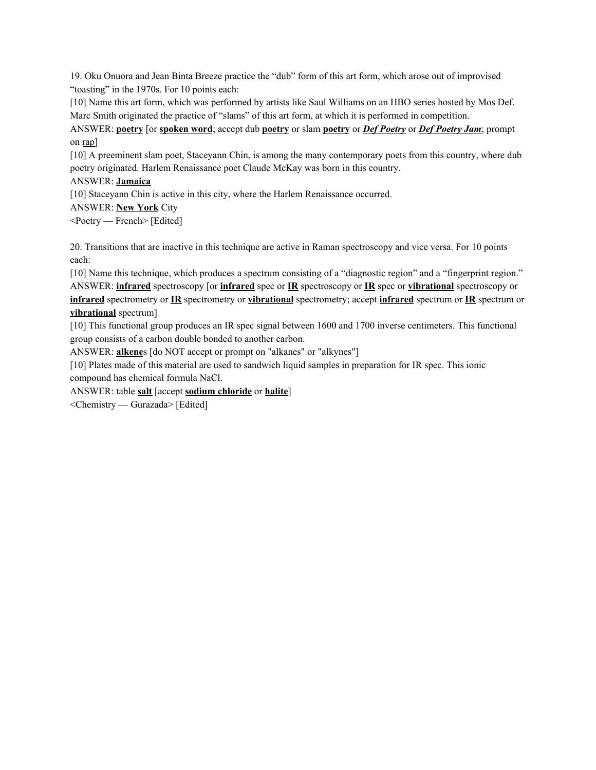19. Oku Onuora and Jean Binta Breeze practice the "dub" form of this art form, which arose out of improvised "toasting" in the 1970s. For 10 points each:

[10] Name this art form, which was performed by artists like Saul Williams on an HBO series hosted by Mos Def. Marc Smith originated the practice of "slams" of this art form, at which it is performed in competition.

ANSWER: **poetry** [or **spoken word**; accept dub **poetry** or slam **poetry** or ***Def Poetry*** or ***Def Poetry Jam***; prompt on rap]

[10] A preeminent slam poet, Staceyann Chin, is among the many contemporary poets from this country, where dub poetry originated. Harlem Renaissance poet Claude McKay was born in this country.

ANSWER: **Jamaica**

[10] Staceyann Chin is active in this city, where the Harlem Renaissance occurred.

ANSWER: **New York** City

<Poetry — French> [Edited]

20. Transitions that are inactive in this technique are active in Raman spectroscopy and vice versa. For 10 points each:

[10] Name this technique, which produces a spectrum consisting of a "diagnostic region" and a "fingerprint region."

ANSWER: **infrared** spectroscopy [or **infrared** spec or **IR** spectroscopy or **IR** spec or **vibrational** spectroscopy or **infrared** spectrometry or **IR** spectrometry or **vibrational** spectrometry; accept **infrared** spectrum or **IR** spectrum or **vibrational** spectrum]

[10] This functional group produces an IR spec signal between 1600 and 1700 inverse centimeters. This functional group consists of a carbon double bonded to another carbon.

ANSWER: **alkene**s [do NOT accept or prompt on "alkanes" or "alkynes"]

[10] Plates made of this material are used to sandwich liquid samples in preparation for IR spec. This ionic compound has chemical formula NaCl.

ANSWER: table **salt** [accept **sodium chloride** or **halite**]

<Chemistry — Gurazada> [Edited]